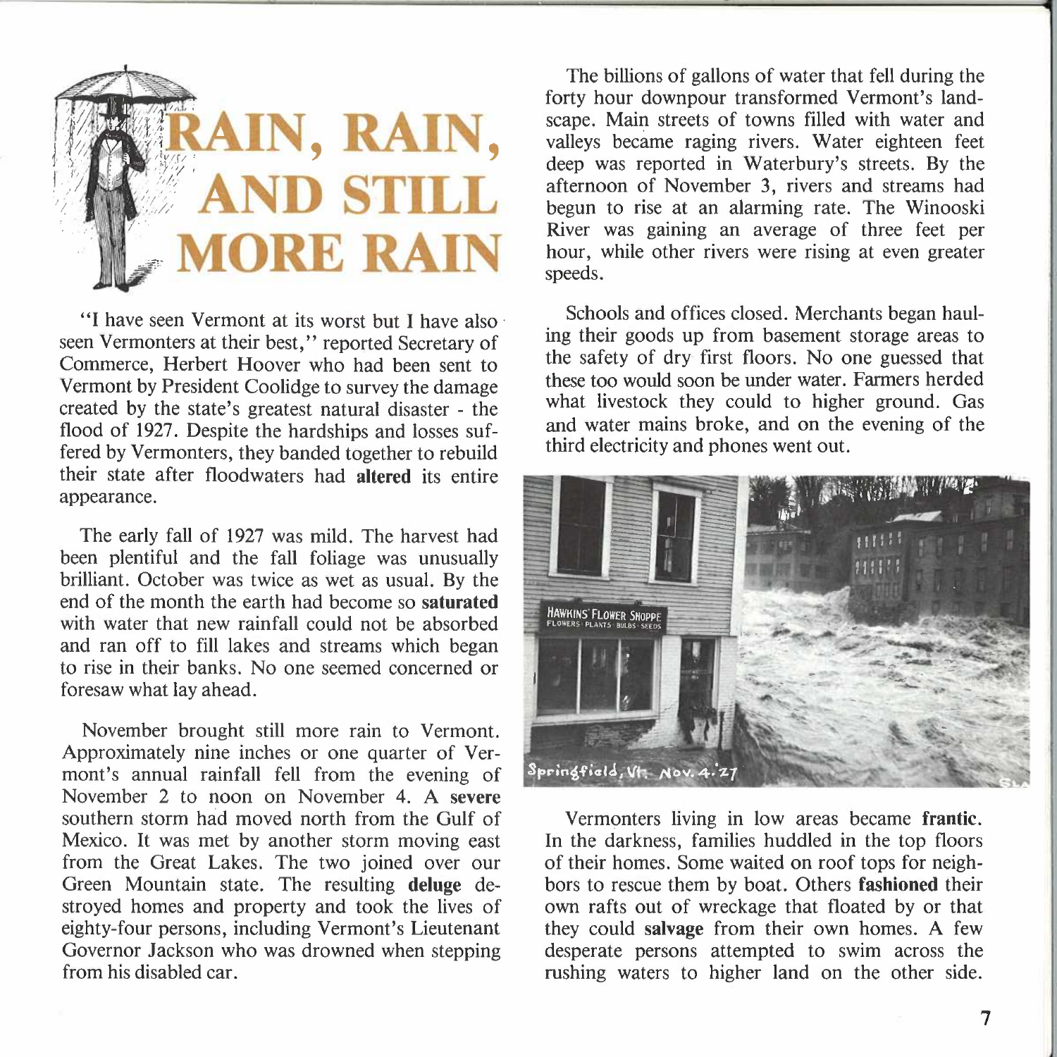# RAIN, RAIN, AND STILL MORE RAIN

"I have seen Vermont at its worst but I have also seen Vermonters at their best," reported Secretary of Commerce, Herbert Hoover who had been sent to Vermont by President Coolidge to survey the damage created by the state's greatest natural disaster - the flood of 1927. Despite the hardships and losses suffered by Vermonters, they banded together to rebuild their state after floodwaters had **altered** its entire appearance.

The early fall of 1927 was mild. The harvest had been plentiful and the fall foliage was unusually brilliant. October was twice as wet as usual. By the end of the month the earth had become so **saturated** with water that new rainfall could not be absorbed and ran off to fill lakes and streams which began to rise in their banks. No one seemed concerned or foresaw what lay ahead.

November brought still more rain to Vermont. Approximately nine inches or one quarter of Vermont's annual rainfall fell from the evening of November 2 to noon on November 4. A **severe** southern storm had moved north from the Gulf of Mexico. It was met by another storm moving east from the Great Lakes. The two joined over our Green Mountain state. The resulting **deluge** destroyed homes and property and took the lives of eighty-four persons, including Vermont's Lieutenant Governor Jackson who was drowned when stepping from his disabled car.

The billions of gallons of water that fell during the forty hour downpour transformed Vermont's landscape. Main streets of towns filled with water and valleys became raging rivers. Water eighteen feet deep was reported in Waterbury's streets. By the afternoon of November 3, rivers and streams had begun to rise at an alarming rate. The Winooski River was gaining an average of three feet per hour, while other rivers were rising at even greater speeds.

Schools and offices closed. Merchants began hauling their goods up from basement storage areas to the safety of dry first floors. No one guessed that these too would soon be under water. Farmers herded what livestock they could to higher ground. Gas and water mains broke, and on the evening of the third electricity and phones went out.

Springfield, Vt. Nov. 4. '27

Vermonters living in low areas became **frantic**. In the darkness, families huddled in the top floors of their homes. Some waited on roof tops for neighbors to rescue them by boat. Others **fashioned** their own rafts out of wreckage that floated by or that they could **salvage** from their own homes. A few desperate persons attempted to swim across the rushing waters to higher land on the other side.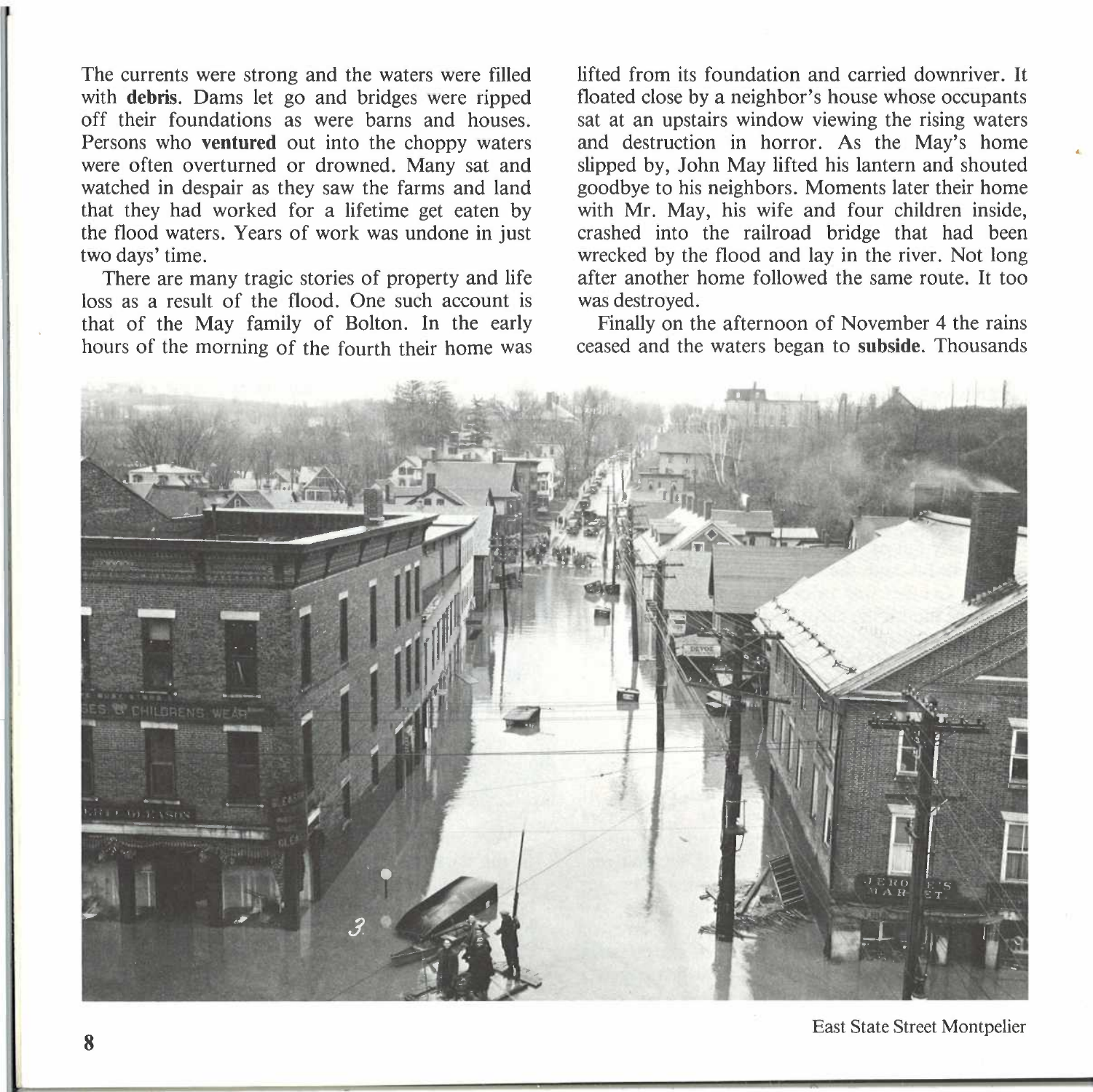The currents were strong and the waters were filled with **debris**. Dams let go and bridges were ripped off their foundations as were barns and houses. Persons who **ventured** out into the choppy waters were often overturned or drowned. Many sat and watched in despair as they saw the farms and land that they had worked for a lifetime get eaten by the flood waters. Years of work was undone in just two days' time.

There are many tragic stories of property and life loss as a result of the flood. One such account is that of the May family of Bolton. In the early hours of the morning of the fourth their home was lifted from its foundation and carried downriver. It floated close by a neighbor's house whose occupants sat at an upstairs window viewing the rising waters and destruction in horror. As the May's home slipped by, John May lifted his lantern and shouted goodbye to his neighbors. Moments later their home with Mr. May, his wife and four children inside, crashed into the railroad bridge that had been wrecked by the flood and lay in the river. Not long after another home followed the same route. It too was destroyed.

Finally on the afternoon of November 4 the rains ceased and the waters began to **subside**. Thousands

East State Street Montpelier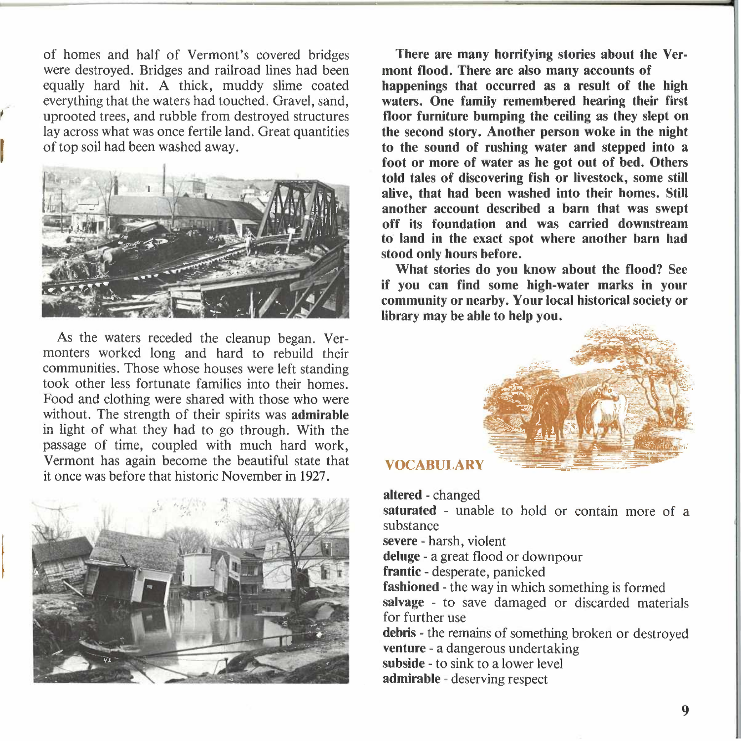of homes and half of Vermont's covered bridges were destroyed. Bridges and railroad lines had been equally hard hit. A thick, muddy slime coated everything that the waters had touched. Gravel, sand, uprooted trees, and rubble from destroyed structures lay across what was once fertile land. Great quantities of top soil had been washed away.

As the waters receded the cleanup began. Vermonters worked long and hard to rebuild their communities. Those whose houses were left standing took other less fortunate families into their homes. Food and clothing were shared with those who were without. The strength of their spirits was **admirable** in light of what they had to go through. With the passage of time, coupled with much hard work, Vermont has again become the beautiful state that it once was before that historic November in 1927.

**There are many horrifying stories about the Vermont flood. There are also many accounts of happenings that occurred as a result of the high waters. One family remembered hearing their first floor furniture bumping the ceiling as they slept on the second story. Another person woke in the night to the sound of rushing water and stepped into a foot or more of water as he got out of bed. Others told tales of discovering fish or livestock, some still alive, that had been washed into their homes. Still another account described a barn that was swept off its foundation and was carried downstream to land in the exact spot where another barn had stood only hours before.**

**What stories do you know about the flood? See if you can find some high-water marks in your community or nearby. Your local historical society or library may be able to help you.**

## VOCABULARY

**altered** - changed
**saturated** - unable to hold or contain more of a substance
**severe** - harsh, violent
**deluge** - a great flood or downpour
**frantic** - desperate, panicked
**fashioned** - the way in which something is formed
**salvage** - to save damaged or discarded materials for further use
**debris** - the remains of something broken or destroyed
**venture** - a dangerous undertaking
**subside** - to sink to a lower level
**admirable** - deserving respect